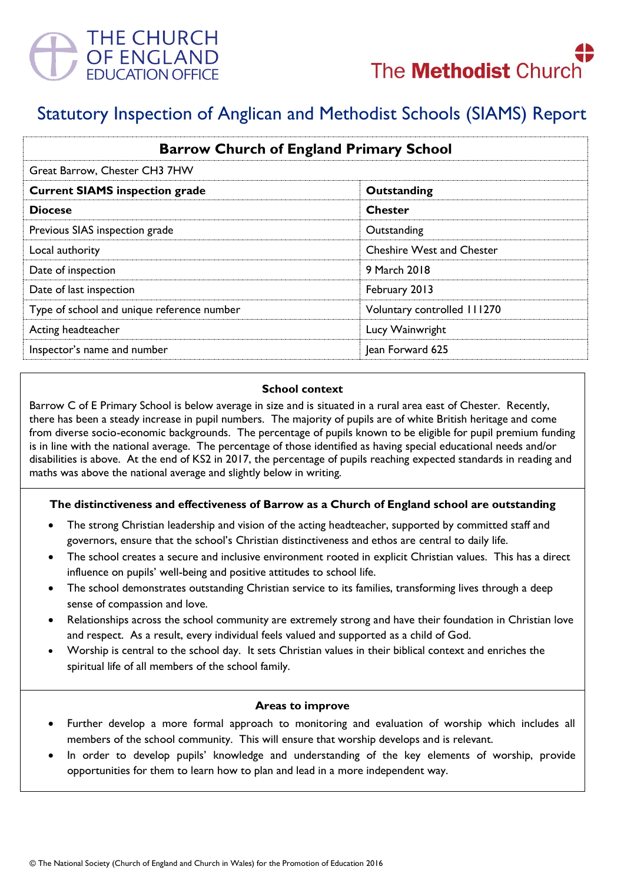# Statutory Inspection of Anglican and Methodist Schools (SIAMS) Report

| Barrow Church of England Primary School | |
|---|---|
| Great Barrow, Chester CH3 7HW | |
| **Current SIAMS inspection grade** | **Outstanding** |
| **Diocese** | **Chester** |
| Previous SIAS inspection grade | Outstanding |
| Local authority | Cheshire West and Chester |
| Date of inspection | 9 March 2018 |
| Date of last inspection | February 2013 |
| Type of school and unique reference number | Voluntary controlled 111270 |
| Acting headteacher | Lucy Wainwright |
| Inspector's name and number | Jean Forward 625 |

### School context

Barrow C of E Primary School is below average in size and is situated in a rural area east of Chester. Recently, there has been a steady increase in pupil numbers. The majority of pupils are of white British heritage and come from diverse socio-economic backgrounds. The percentage of pupils known to be eligible for pupil premium funding is in line with the national average. The percentage of those identified as having special educational needs and/or disabilities is above. At the end of KS2 in 2017, the percentage of pupils reaching expected standards in reading and maths was above the national average and slightly below in writing.

### The distinctiveness and effectiveness of Barrow as a Church of England school are outstanding

- The strong Christian leadership and vision of the acting headteacher, supported by committed staff and governors, ensure that the school's Christian distinctiveness and ethos are central to daily life.
- The school creates a secure and inclusive environment rooted in explicit Christian values. This has a direct influence on pupils' well-being and positive attitudes to school life.
- The school demonstrates outstanding Christian service to its families, transforming lives through a deep sense of compassion and love.
- Relationships across the school community are extremely strong and have their foundation in Christian love and respect. As a result, every individual feels valued and supported as a child of God.
- Worship is central to the school day. It sets Christian values in their biblical context and enriches the spiritual life of all members of the school family.

### Areas to improve

- Further develop a more formal approach to monitoring and evaluation of worship which includes all members of the school community. This will ensure that worship develops and is relevant.
- In order to develop pupils' knowledge and understanding of the key elements of worship, provide opportunities for them to learn how to plan and lead in a more independent way.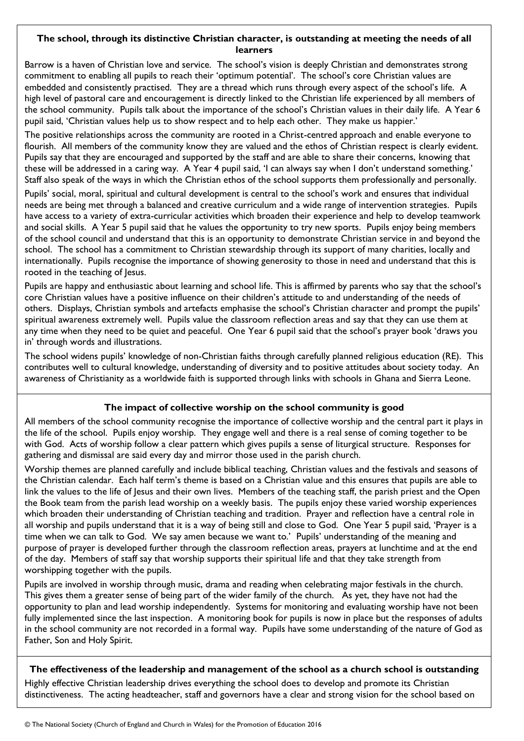### The school, through its distinctive Christian character, is outstanding at meeting the needs of all learners

Barrow is a haven of Christian love and service. The school's vision is deeply Christian and demonstrates strong commitment to enabling all pupils to reach their 'optimum potential'. The school's core Christian values are embedded and consistently practised. They are a thread which runs through every aspect of the school's life. A high level of pastoral care and encouragement is directly linked to the Christian life experienced by all members of the school community. Pupils talk about the importance of the school's Christian values in their daily life. A Year 6 pupil said, 'Christian values help us to show respect and to help each other. They make us happier.'

The positive relationships across the community are rooted in a Christ-centred approach and enable everyone to flourish. All members of the community know they are valued and the ethos of Christian respect is clearly evident. Pupils say that they are encouraged and supported by the staff and are able to share their concerns, knowing that these will be addressed in a caring way. A Year 4 pupil said, 'I can always say when I don't understand something.' Staff also speak of the ways in which the Christian ethos of the school supports them professionally and personally.

Pupils' social, moral, spiritual and cultural development is central to the school's work and ensures that individual needs are being met through a balanced and creative curriculum and a wide range of intervention strategies. Pupils have access to a variety of extra-curricular activities which broaden their experience and help to develop teamwork and social skills. A Year 5 pupil said that he values the opportunity to try new sports. Pupils enjoy being members of the school council and understand that this is an opportunity to demonstrate Christian service in and beyond the school. The school has a commitment to Christian stewardship through its support of many charities, locally and internationally. Pupils recognise the importance of showing generosity to those in need and understand that this is rooted in the teaching of Jesus.

Pupils are happy and enthusiastic about learning and school life. This is affirmed by parents who say that the school's core Christian values have a positive influence on their children's attitude to and understanding of the needs of others. Displays, Christian symbols and artefacts emphasise the school's Christian character and prompt the pupils' spiritual awareness extremely well. Pupils value the classroom reflection areas and say that they can use them at any time when they need to be quiet and peaceful. One Year 6 pupil said that the school's prayer book 'draws you in' through words and illustrations.

The school widens pupils' knowledge of non-Christian faiths through carefully planned religious education (RE). This contributes well to cultural knowledge, understanding of diversity and to positive attitudes about society today. An awareness of Christianity as a worldwide faith is supported through links with schools in Ghana and Sierra Leone.

### The impact of collective worship on the school community is good

All members of the school community recognise the importance of collective worship and the central part it plays in the life of the school. Pupils enjoy worship. They engage well and there is a real sense of coming together to be with God. Acts of worship follow a clear pattern which gives pupils a sense of liturgical structure. Responses for gathering and dismissal are said every day and mirror those used in the parish church.

Worship themes are planned carefully and include biblical teaching, Christian values and the festivals and seasons of the Christian calendar. Each half term's theme is based on a Christian value and this ensures that pupils are able to link the values to the life of Jesus and their own lives. Members of the teaching staff, the parish priest and the Open the Book team from the parish lead worship on a weekly basis. The pupils enjoy these varied worship experiences which broaden their understanding of Christian teaching and tradition. Prayer and reflection have a central role in all worship and pupils understand that it is a way of being still and close to God. One Year 5 pupil said, 'Prayer is a time when we can talk to God. We say amen because we want to.' Pupils' understanding of the meaning and purpose of prayer is developed further through the classroom reflection areas, prayers at lunchtime and at the end of the day. Members of staff say that worship supports their spiritual life and that they take strength from worshipping together with the pupils.

Pupils are involved in worship through music, drama and reading when celebrating major festivals in the church. This gives them a greater sense of being part of the wider family of the church. As yet, they have not had the opportunity to plan and lead worship independently. Systems for monitoring and evaluating worship have not been fully implemented since the last inspection. A monitoring book for pupils is now in place but the responses of adults in the school community are not recorded in a formal way. Pupils have some understanding of the nature of God as Father, Son and Holy Spirit.

### The effectiveness of the leadership and management of the school as a church school is outstanding

Highly effective Christian leadership drives everything the school does to develop and promote its Christian distinctiveness. The acting headteacher, staff and governors have a clear and strong vision for the school based on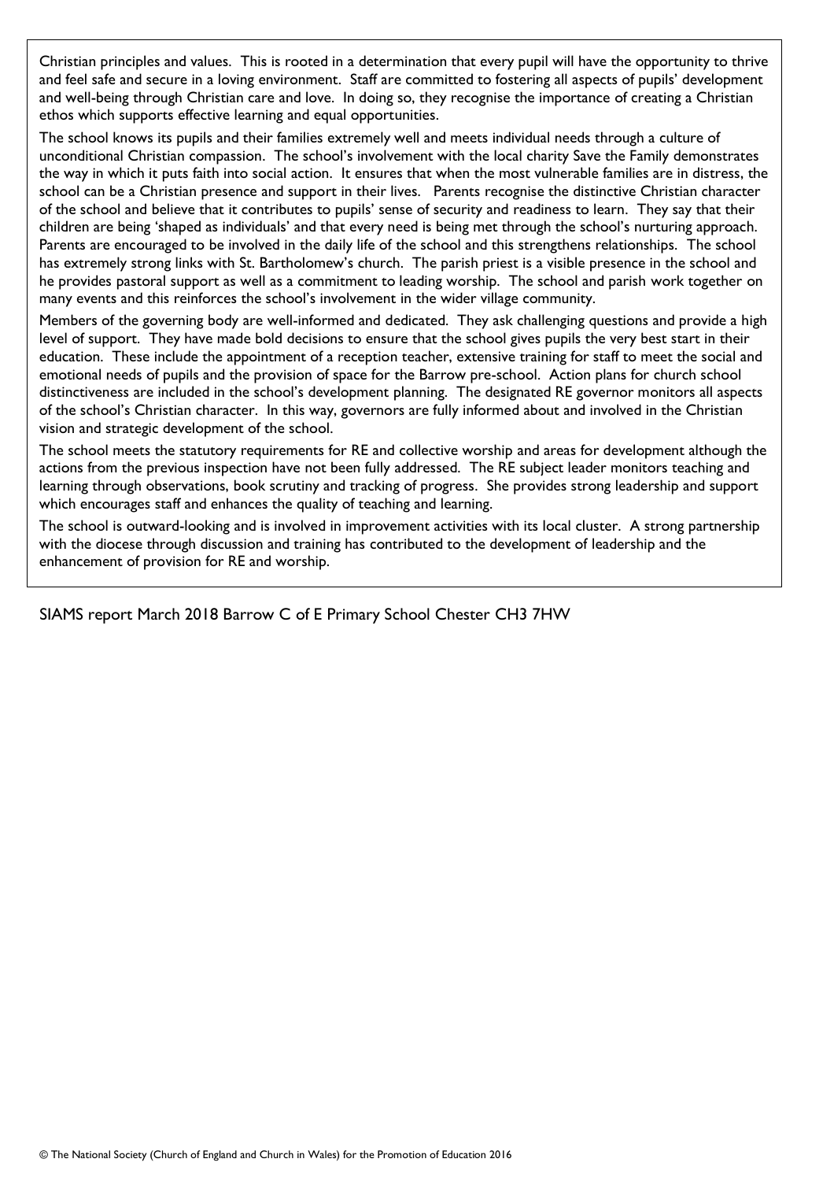Christian principles and values. This is rooted in a determination that every pupil will have the opportunity to thrive and feel safe and secure in a loving environment. Staff are committed to fostering all aspects of pupils' development and well-being through Christian care and love. In doing so, they recognise the importance of creating a Christian ethos which supports effective learning and equal opportunities.

The school knows its pupils and their families extremely well and meets individual needs through a culture of unconditional Christian compassion. The school's involvement with the local charity Save the Family demonstrates the way in which it puts faith into social action. It ensures that when the most vulnerable families are in distress, the school can be a Christian presence and support in their lives. Parents recognise the distinctive Christian character of the school and believe that it contributes to pupils' sense of security and readiness to learn. They say that their children are being 'shaped as individuals' and that every need is being met through the school's nurturing approach. Parents are encouraged to be involved in the daily life of the school and this strengthens relationships. The school has extremely strong links with St. Bartholomew's church. The parish priest is a visible presence in the school and he provides pastoral support as well as a commitment to leading worship. The school and parish work together on many events and this reinforces the school's involvement in the wider village community.

Members of the governing body are well-informed and dedicated. They ask challenging questions and provide a high level of support. They have made bold decisions to ensure that the school gives pupils the very best start in their education. These include the appointment of a reception teacher, extensive training for staff to meet the social and emotional needs of pupils and the provision of space for the Barrow pre-school. Action plans for church school distinctiveness are included in the school's development planning. The designated RE governor monitors all aspects of the school's Christian character. In this way, governors are fully informed about and involved in the Christian vision and strategic development of the school.

The school meets the statutory requirements for RE and collective worship and areas for development although the actions from the previous inspection have not been fully addressed. The RE subject leader monitors teaching and learning through observations, book scrutiny and tracking of progress. She provides strong leadership and support which encourages staff and enhances the quality of teaching and learning.

The school is outward-looking and is involved in improvement activities with its local cluster. A strong partnership with the diocese through discussion and training has contributed to the development of leadership and the enhancement of provision for RE and worship.

SIAMS report March 2018 Barrow C of E Primary School Chester CH3 7HW